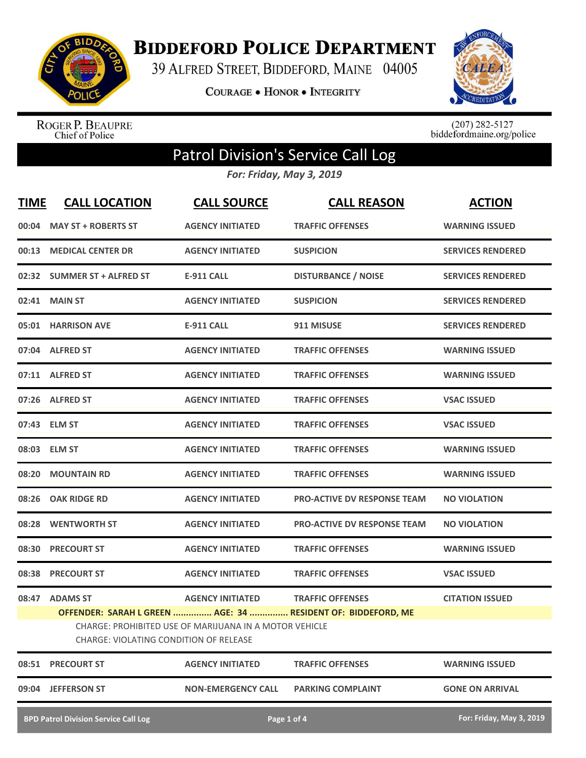# Biddeford Police Department

39 Alfred Street, Biddeford, Maine 04005

**Courage • Honor • Integrity**

Roger P. Beaupre
Chief of Police

(207) 282-5127
biddefordmaine.org/police

## Patrol Division's Service Call Log

*For: Friday, May 3, 2019*

| TIME | CALL LOCATION | CALL SOURCE | CALL REASON | ACTION |
|---|---|---|---|---|
| 00:04 | MAY ST + ROBERTS ST | AGENCY INITIATED | TRAFFIC OFFENSES | WARNING ISSUED |
| 00:13 | MEDICAL CENTER DR | AGENCY INITIATED | SUSPICION | SERVICES RENDERED |
| 02:32 | SUMMER ST + ALFRED ST | E-911 CALL | DISTURBANCE / NOISE | SERVICES RENDERED |
| 02:41 | MAIN ST | AGENCY INITIATED | SUSPICION | SERVICES RENDERED |
| 05:01 | HARRISON AVE | E-911 CALL | 911 MISUSE | SERVICES RENDERED |
| 07:04 | ALFRED ST | AGENCY INITIATED | TRAFFIC OFFENSES | WARNING ISSUED |
| 07:11 | ALFRED ST | AGENCY INITIATED | TRAFFIC OFFENSES | WARNING ISSUED |
| 07:26 | ALFRED ST | AGENCY INITIATED | TRAFFIC OFFENSES | VSAC ISSUED |
| 07:43 | ELM ST | AGENCY INITIATED | TRAFFIC OFFENSES | VSAC ISSUED |
| 08:03 | ELM ST | AGENCY INITIATED | TRAFFIC OFFENSES | WARNING ISSUED |
| 08:20 | MOUNTAIN RD | AGENCY INITIATED | TRAFFIC OFFENSES | WARNING ISSUED |
| 08:26 | OAK RIDGE RD | AGENCY INITIATED | PRO-ACTIVE DV RESPONSE TEAM | NO VIOLATION |
| 08:28 | WENTWORTH ST | AGENCY INITIATED | PRO-ACTIVE DV RESPONSE TEAM | NO VIOLATION |
| 08:30 | PRECOURT ST | AGENCY INITIATED | TRAFFIC OFFENSES | WARNING ISSUED |
| 08:38 | PRECOURT ST | AGENCY INITIATED | TRAFFIC OFFENSES | VSAC ISSUED |
| 08:47 | ADAMS ST | AGENCY INITIATED | TRAFFIC OFFENSES | CITATION ISSUED |
| | **OFFENDER: SARAH L GREEN ............... AGE: 34 ............... RESIDENT OF: BIDDEFORD, ME**<br>CHARGE: PROHIBITED USE OF MARIJUANA IN A MOTOR VEHICLE<br>CHARGE: VIOLATING CONDITION OF RELEASE | | | |
| 08:51 | PRECOURT ST | AGENCY INITIATED | TRAFFIC OFFENSES | WARNING ISSUED |
| 09:04 | JEFFERSON ST | NON-EMERGENCY CALL | PARKING COMPLAINT | GONE ON ARRIVAL |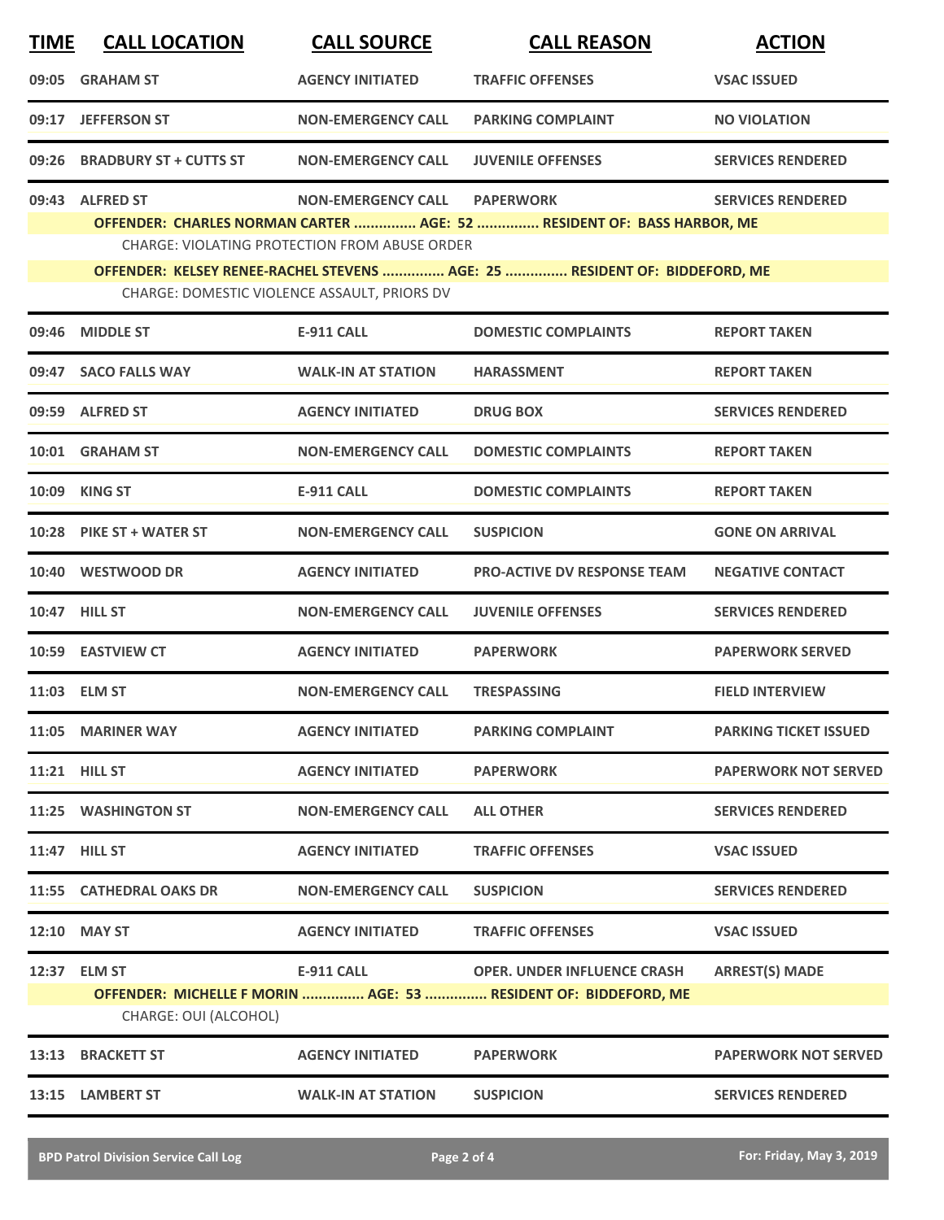| TIME | CALL LOCATION | CALL SOURCE | CALL REASON | ACTION |
|---|---|---|---|---|
| 09:05 | GRAHAM ST | AGENCY INITIATED | TRAFFIC OFFENSES | VSAC ISSUED |
| 09:17 | JEFFERSON ST | NON-EMERGENCY CALL | PARKING COMPLAINT | NO VIOLATION |
| 09:26 | BRADBURY ST + CUTTS ST | NON-EMERGENCY CALL | JUVENILE OFFENSES | SERVICES RENDERED |
| 09:43 | ALFRED ST | NON-EMERGENCY CALL | PAPERWORK | SERVICES RENDERED |
| | **OFFENDER: CHARLES NORMAN CARTER ............... AGE: 52 ............... RESIDENT OF: BASS HARBOR, ME** | | | |
| | CHARGE: VIOLATING PROTECTION FROM ABUSE ORDER | | | |
| | **OFFENDER: KELSEY RENEE-RACHEL STEVENS ............... AGE: 25 ............... RESIDENT OF: BIDDEFORD, ME** | | | |
| | CHARGE: DOMESTIC VIOLENCE ASSAULT, PRIORS DV | | | |
| 09:46 | MIDDLE ST | E-911 CALL | DOMESTIC COMPLAINTS | REPORT TAKEN |
| 09:47 | SACO FALLS WAY | WALK-IN AT STATION | HARASSMENT | REPORT TAKEN |
| 09:59 | ALFRED ST | AGENCY INITIATED | DRUG BOX | SERVICES RENDERED |
| 10:01 | GRAHAM ST | NON-EMERGENCY CALL | DOMESTIC COMPLAINTS | REPORT TAKEN |
| 10:09 | KING ST | E-911 CALL | DOMESTIC COMPLAINTS | REPORT TAKEN |
| 10:28 | PIKE ST + WATER ST | NON-EMERGENCY CALL | SUSPICION | GONE ON ARRIVAL |
| 10:40 | WESTWOOD DR | AGENCY INITIATED | PRO-ACTIVE DV RESPONSE TEAM | NEGATIVE CONTACT |
| 10:47 | HILL ST | NON-EMERGENCY CALL | JUVENILE OFFENSES | SERVICES RENDERED |
| 10:59 | EASTVIEW CT | AGENCY INITIATED | PAPERWORK | PAPERWORK SERVED |
| 11:03 | ELM ST | NON-EMERGENCY CALL | TRESPASSING | FIELD INTERVIEW |
| 11:05 | MARINER WAY | AGENCY INITIATED | PARKING COMPLAINT | PARKING TICKET ISSUED |
| 11:21 | HILL ST | AGENCY INITIATED | PAPERWORK | PAPERWORK NOT SERVED |
| 11:25 | WASHINGTON ST | NON-EMERGENCY CALL | ALL OTHER | SERVICES RENDERED |
| 11:47 | HILL ST | AGENCY INITIATED | TRAFFIC OFFENSES | VSAC ISSUED |
| 11:55 | CATHEDRAL OAKS DR | NON-EMERGENCY CALL | SUSPICION | SERVICES RENDERED |
| 12:10 | MAY ST | AGENCY INITIATED | TRAFFIC OFFENSES | VSAC ISSUED |
| 12:37 | ELM ST | E-911 CALL | OPER. UNDER INFLUENCE CRASH | ARREST(S) MADE |
| | **OFFENDER: MICHELLE F MORIN ............... AGE: 53 ............... RESIDENT OF: BIDDEFORD, ME** | | | |
| | CHARGE: OUI (ALCOHOL) | | | |
| 13:13 | BRACKETT ST | AGENCY INITIATED | PAPERWORK | PAPERWORK NOT SERVED |
| 13:15 | LAMBERT ST | WALK-IN AT STATION | SUSPICION | SERVICES RENDERED |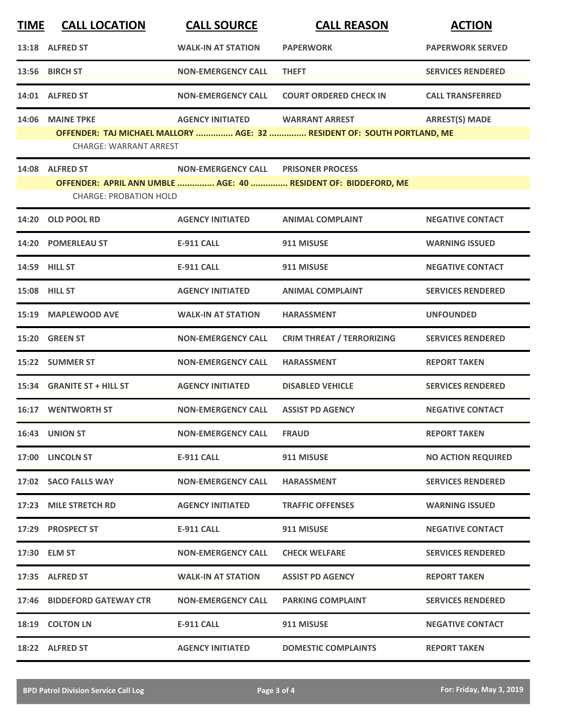| TIME | CALL LOCATION | CALL SOURCE | CALL REASON | ACTION |
|---|---|---|---|---|
| 13:18 | ALFRED ST | WALK-IN AT STATION | PAPERWORK | PAPERWORK SERVED |
| 13:56 | BIRCH ST | NON-EMERGENCY CALL | THEFT | SERVICES RENDERED |
| 14:01 | ALFRED ST | NON-EMERGENCY CALL | COURT ORDERED CHECK IN | CALL TRANSFERRED |
| 14:06 | MAINE TPKE | AGENCY INITIATED | WARRANT ARREST | ARREST(S) MADE |
| | OFFENDER: TAJ MICHAEL MALLORY ............... AGE: 32 ............... RESIDENT OF: SOUTH PORTLAND, ME | | | |
| | CHARGE: WARRANT ARREST | | | |
| 14:08 | ALFRED ST | NON-EMERGENCY CALL | PRISONER PROCESS | |
| | OFFENDER: APRIL ANN UMBLE ............... AGE: 40 ............... RESIDENT OF: BIDDEFORD, ME | | | |
| | CHARGE: PROBATION HOLD | | | |
| 14:20 | OLD POOL RD | AGENCY INITIATED | ANIMAL COMPLAINT | NEGATIVE CONTACT |
| 14:20 | POMERLEAU ST | E-911 CALL | 911 MISUSE | WARNING ISSUED |
| 14:59 | HILL ST | E-911 CALL | 911 MISUSE | NEGATIVE CONTACT |
| 15:08 | HILL ST | AGENCY INITIATED | ANIMAL COMPLAINT | SERVICES RENDERED |
| 15:19 | MAPLEWOOD AVE | WALK-IN AT STATION | HARASSMENT | UNFOUNDED |
| 15:20 | GREEN ST | NON-EMERGENCY CALL | CRIM THREAT / TERRORIZING | SERVICES RENDERED |
| 15:22 | SUMMER ST | NON-EMERGENCY CALL | HARASSMENT | REPORT TAKEN |
| 15:34 | GRANITE ST + HILL ST | AGENCY INITIATED | DISABLED VEHICLE | SERVICES RENDERED |
| 16:17 | WENTWORTH ST | NON-EMERGENCY CALL | ASSIST PD AGENCY | NEGATIVE CONTACT |
| 16:43 | UNION ST | NON-EMERGENCY CALL | FRAUD | REPORT TAKEN |
| 17:00 | LINCOLN ST | E-911 CALL | 911 MISUSE | NO ACTION REQUIRED |
| 17:02 | SACO FALLS WAY | NON-EMERGENCY CALL | HARASSMENT | SERVICES RENDERED |
| 17:23 | MILE STRETCH RD | AGENCY INITIATED | TRAFFIC OFFENSES | WARNING ISSUED |
| 17:29 | PROSPECT ST | E-911 CALL | 911 MISUSE | NEGATIVE CONTACT |
| 17:30 | ELM ST | NON-EMERGENCY CALL | CHECK WELFARE | SERVICES RENDERED |
| 17:35 | ALFRED ST | WALK-IN AT STATION | ASSIST PD AGENCY | REPORT TAKEN |
| 17:46 | BIDDEFORD GATEWAY CTR | NON-EMERGENCY CALL | PARKING COMPLAINT | SERVICES RENDERED |
| 18:19 | COLTON LN | E-911 CALL | 911 MISUSE | NEGATIVE CONTACT |
| 18:22 | ALFRED ST | AGENCY INITIATED | DOMESTIC COMPLAINTS | REPORT TAKEN |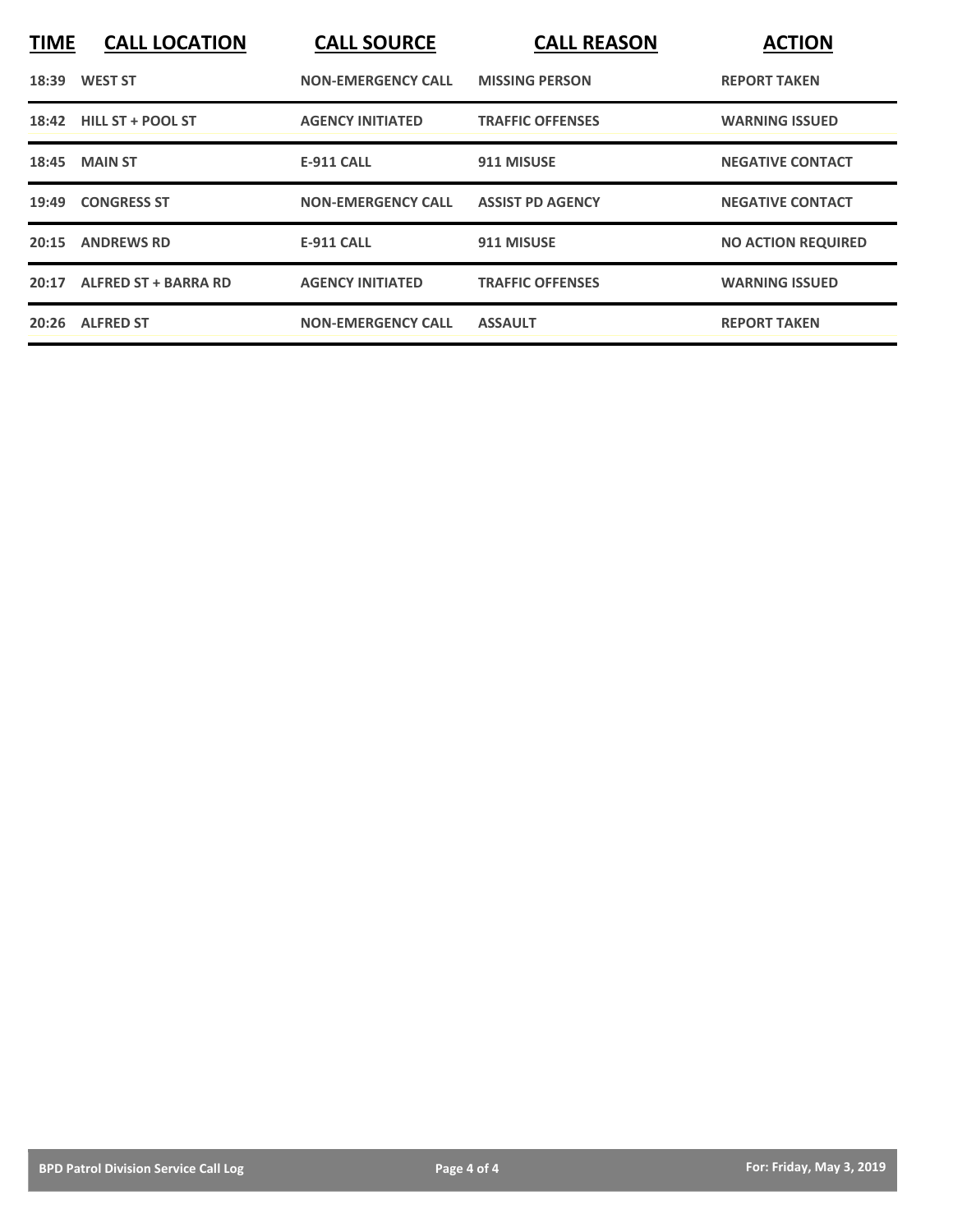| TIME | CALL LOCATION | CALL SOURCE | CALL REASON | ACTION |
| --- | --- | --- | --- | --- |
| 18:39 | WEST ST | NON-EMERGENCY CALL | MISSING PERSON | REPORT TAKEN |
| 18:42 | HILL ST + POOL ST | AGENCY INITIATED | TRAFFIC OFFENSES | WARNING ISSUED |
| 18:45 | MAIN ST | E-911 CALL | 911 MISUSE | NEGATIVE CONTACT |
| 19:49 | CONGRESS ST | NON-EMERGENCY CALL | ASSIST PD AGENCY | NEGATIVE CONTACT |
| 20:15 | ANDREWS RD | E-911 CALL | 911 MISUSE | NO ACTION REQUIRED |
| 20:17 | ALFRED ST + BARRA RD | AGENCY INITIATED | TRAFFIC OFFENSES | WARNING ISSUED |
| 20:26 | ALFRED ST | NON-EMERGENCY CALL | ASSAULT | REPORT TAKEN |